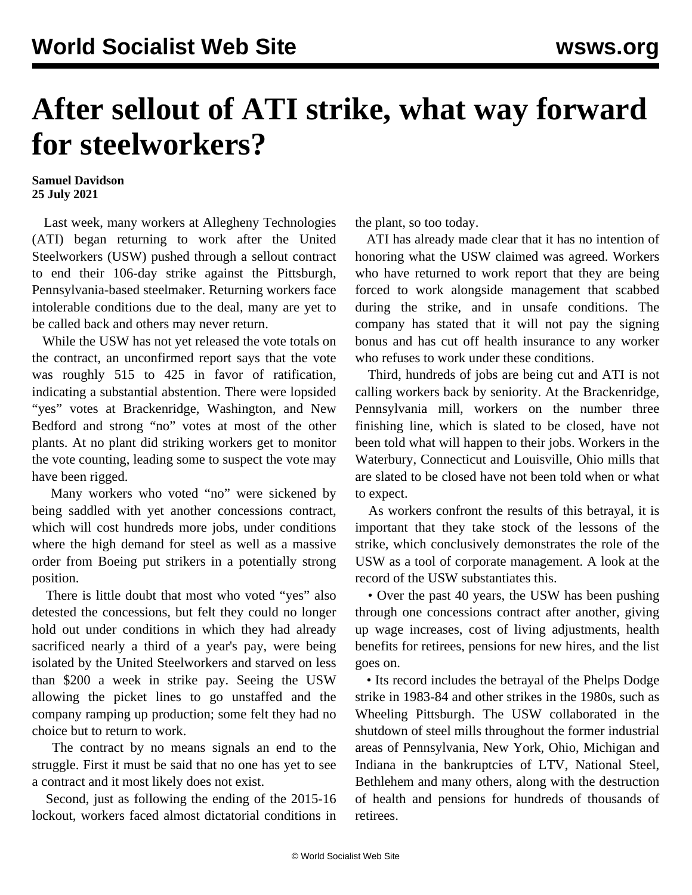# After sellout of ATI strike, what way forward for steelworkers?

**Samuel Davidson**
**25 July 2021**

Last week, many workers at Allegheny Technologies (ATI) began returning to work after the United Steelworkers (USW) pushed through a sellout contract to end their 106-day strike against the Pittsburgh, Pennsylvania-based steelmaker. Returning workers face intolerable conditions due to the deal, many are yet to be called back and others may never return.

While the USW has not yet released the vote totals on the contract, an unconfirmed report says that the vote was roughly 515 to 425 in favor of ratification, indicating a substantial abstention. There were lopsided "yes" votes at Brackenridge, Washington, and New Bedford and strong "no" votes at most of the other plants. At no plant did striking workers get to monitor the vote counting, leading some to suspect the vote may have been rigged.

Many workers who voted "no" were sickened by being saddled with yet another concessions contract, which will cost hundreds more jobs, under conditions where the high demand for steel as well as a massive order from Boeing put strikers in a potentially strong position.

There is little doubt that most who voted "yes" also detested the concessions, but felt they could no longer hold out under conditions in which they had already sacrificed nearly a third of a year's pay, were being isolated by the United Steelworkers and starved on less than $200 a week in strike pay. Seeing the USW allowing the picket lines to go unstaffed and the company ramping up production; some felt they had no choice but to return to work.

The contract by no means signals an end to the struggle. First it must be said that no one has yet to see a contract and it most likely does not exist.

Second, just as following the ending of the 2015-16 lockout, workers faced almost dictatorial conditions in the plant, so too today.

ATI has already made clear that it has no intention of honoring what the USW claimed was agreed. Workers who have returned to work report that they are being forced to work alongside management that scabbed during the strike, and in unsafe conditions. The company has stated that it will not pay the signing bonus and has cut off health insurance to any worker who refuses to work under these conditions.

Third, hundreds of jobs are being cut and ATI is not calling workers back by seniority. At the Brackenridge, Pennsylvania mill, workers on the number three finishing line, which is slated to be closed, have not been told what will happen to their jobs. Workers in the Waterbury, Connecticut and Louisville, Ohio mills that are slated to be closed have not been told when or what to expect.

As workers confront the results of this betrayal, it is important that they take stock of the lessons of the strike, which conclusively demonstrates the role of the USW as a tool of corporate management. A look at the record of the USW substantiates this.

• Over the past 40 years, the USW has been pushing through one concessions contract after another, giving up wage increases, cost of living adjustments, health benefits for retirees, pensions for new hires, and the list goes on.

• Its record includes the betrayal of the Phelps Dodge strike in 1983-84 and other strikes in the 1980s, such as Wheeling Pittsburgh. The USW collaborated in the shutdown of steel mills throughout the former industrial areas of Pennsylvania, New York, Ohio, Michigan and Indiana in the bankruptcies of LTV, National Steel, Bethlehem and many others, along with the destruction of health and pensions for hundreds of thousands of retirees.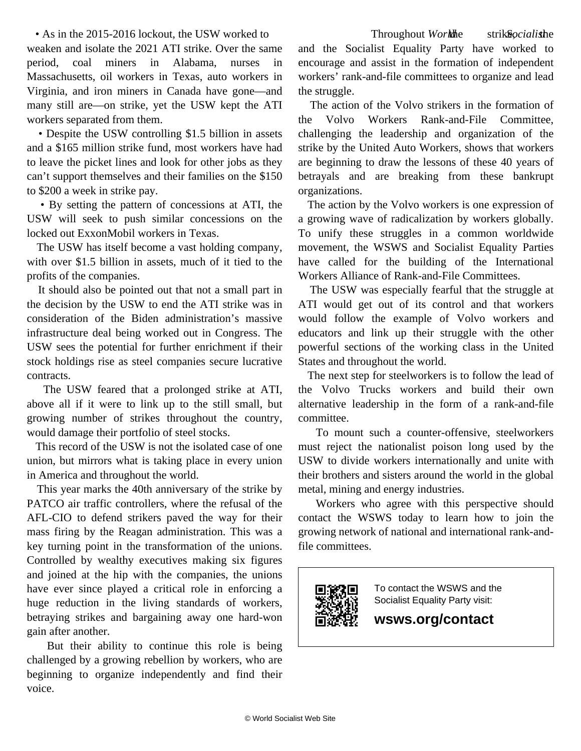- As in the 2015-2016 lockout, the USW worked to weaken and isolate the 2021 ATI strike. Over the same period, coal miners in Alabama, nurses in Massachusetts, oil workers in Texas, auto workers in Virginia, and iron miners in Canada have gone—and many still are—on strike, yet the USW kept the ATI workers separated from them.
- Despite the USW controlling $1.5 billion in assets and a $165 million strike fund, most workers have had to leave the picket lines and look for other jobs as they can't support themselves and their families on the $150 to $200 a week in strike pay.
- By setting the pattern of concessions at ATI, the USW will seek to push similar concessions on the locked out ExxonMobil workers in Texas.

The USW has itself become a vast holding company, with over $1.5 billion in assets, much of it tied to the profits of the companies.

It should also be pointed out that not a small part in the decision by the USW to end the ATI strike was in consideration of the Biden administration's massive infrastructure deal being worked out in Congress. The USW sees the potential for further enrichment if their stock holdings rise as steel companies secure lucrative contracts.

The USW feared that a prolonged strike at ATI, above all if it were to link up to the still small, but growing number of strikes throughout the country, would damage their portfolio of steel stocks.

This record of the USW is not the isolated case of one union, but mirrors what is taking place in every union in America and throughout the world.

This year marks the 40th anniversary of the strike by PATCO air traffic controllers, where the refusal of the AFL-CIO to defend strikers paved the way for their mass firing by the Reagan administration. This was a key turning point in the transformation of the unions. Controlled by wealthy executives making six figures and joined at the hip with the companies, the unions have ever since played a critical role in enforcing a huge reduction in the living standards of workers, betraying strikes and bargaining away one hard-won gain after another.

But their ability to continue this role is being challenged by a growing rebellion by workers, who are beginning to organize independently and find their voice.

Throughout the strike, the *World Socialist* and the Socialist Equality Party have worked to encourage and assist in the formation of independent workers' rank-and-file committees to organize and lead the struggle.

The action of the Volvo strikers in the formation of the Volvo Workers Rank-and-File Committee, challenging the leadership and organization of the strike by the United Auto Workers, shows that workers are beginning to draw the lessons of these 40 years of betrayals and are breaking from these bankrupt organizations.

The action by the Volvo workers is one expression of a growing wave of radicalization by workers globally. To unify these struggles in a common worldwide movement, the WSWS and Socialist Equality Parties have called for the building of the International Workers Alliance of Rank-and-File Committees.

The USW was especially fearful that the struggle at ATI would get out of its control and that workers would follow the example of Volvo workers and educators and link up their struggle with the other powerful sections of the working class in the United States and throughout the world.

The next step for steelworkers is to follow the lead of the Volvo Trucks workers and build their own alternative leadership in the form of a rank-and-file committee.

To mount such a counter-offensive, steelworkers must reject the nationalist poison long used by the USW to divide workers internationally and unite with their brothers and sisters around the world in the global metal, mining and energy industries.

Workers who agree with this perspective should contact the WSWS today to learn how to join the growing network of national and international rank-and-file committees.

To contact the WSWS and the Socialist Equality Party visit:

**wsws.org/contact**